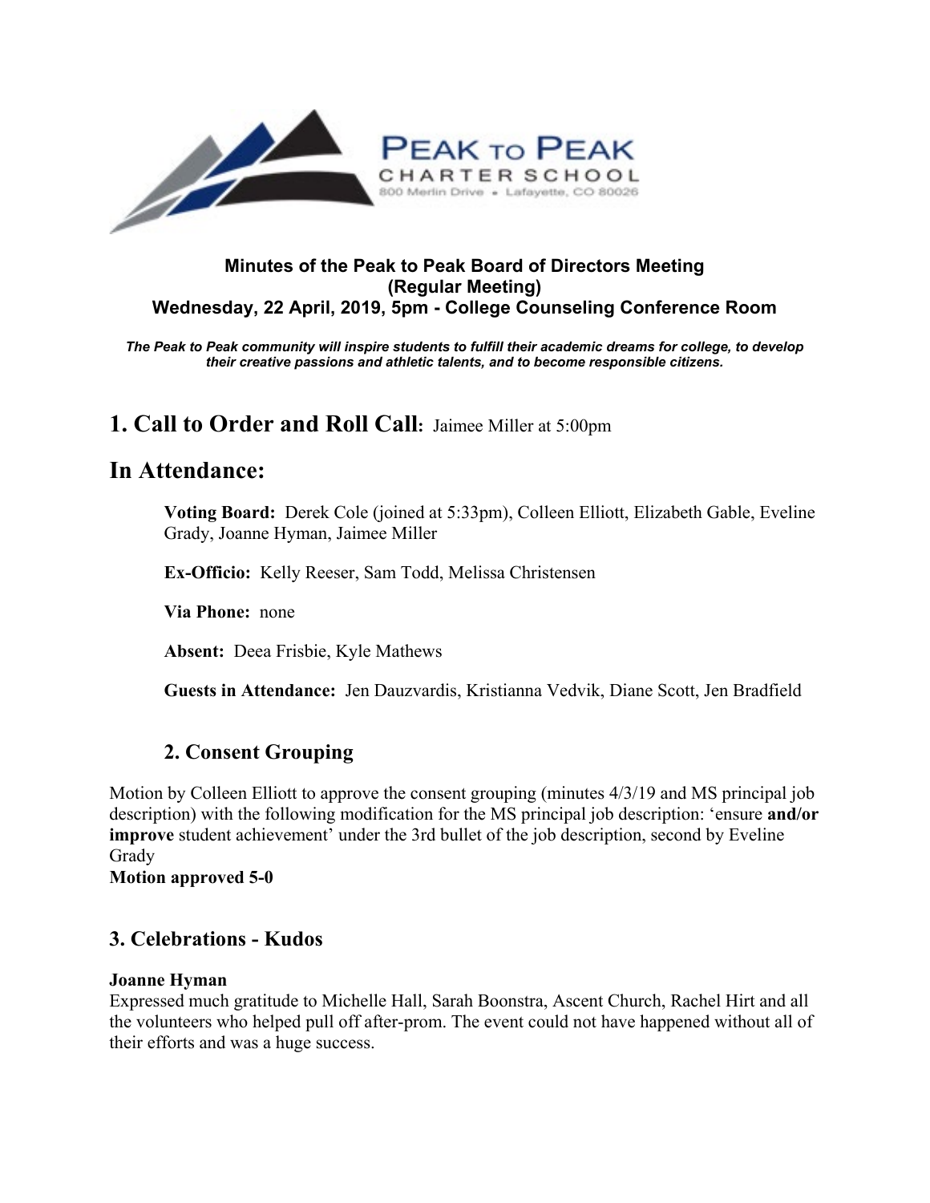**PEAK TO PEAK**
**CHARTER SCHOOL**
800 Merlin Drive • Lafayette, CO 80026

**Minutes of the Peak to Peak Board of Directors Meeting**
**(Regular Meeting)**
**Wednesday, 22 April, 2019, 5pm - College Counseling Conference Room**

***The Peak to Peak community will inspire students to fulfill their academic dreams for college, to develop their creative passions and athletic talents, and to become responsible citizens.***

# 1. Call to Order and Roll Call: Jaimee Miller at 5:00pm

# In Attendance:

**Voting Board:** Derek Cole (joined at 5:33pm), Colleen Elliott, Elizabeth Gable, Eveline Grady, Joanne Hyman, Jaimee Miller

**Ex-Officio:** Kelly Reeser, Sam Todd, Melissa Christensen

**Via Phone:** none

**Absent:** Deea Frisbie, Kyle Mathews

**Guests in Attendance:** Jen Dauzvardis, Kristianna Vedvik, Diane Scott, Jen Bradfield

## 2. Consent Grouping

Motion by Colleen Elliott to approve the consent grouping (minutes 4/3/19 and MS principal job description) with the following modification for the MS principal job description: 'ensure **and/or improve** student achievement' under the 3rd bullet of the job description, second by Eveline Grady
**Motion approved 5-0**

## 3. Celebrations - Kudos

**Joanne Hyman**
Expressed much gratitude to Michelle Hall, Sarah Boonstra, Ascent Church, Rachel Hirt and all the volunteers who helped pull off after-prom. The event could not have happened without all of their efforts and was a huge success.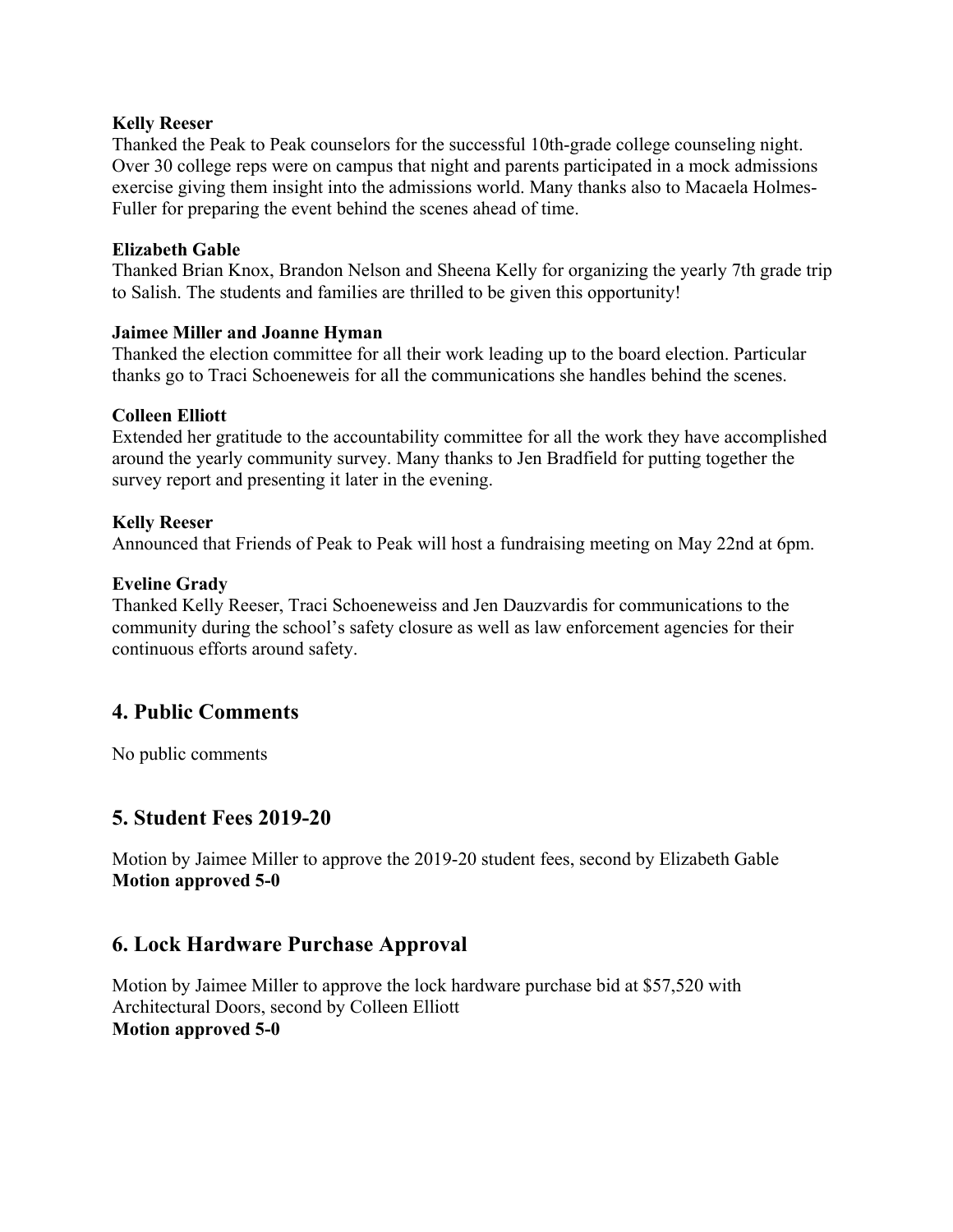**Kelly Reeser**

Thanked the Peak to Peak counselors for the successful 10th-grade college counseling night. Over 30 college reps were on campus that night and parents participated in a mock admissions exercise giving them insight into the admissions world. Many thanks also to Macaela Holmes-Fuller for preparing the event behind the scenes ahead of time.

**Elizabeth Gable**

Thanked Brian Knox, Brandon Nelson and Sheena Kelly for organizing the yearly 7th grade trip to Salish. The students and families are thrilled to be given this opportunity!

**Jaimee Miller and Joanne Hyman**

Thanked the election committee for all their work leading up to the board election. Particular thanks go to Traci Schoeneweis for all the communications she handles behind the scenes.

**Colleen Elliott**

Extended her gratitude to the accountability committee for all the work they have accomplished around the yearly community survey. Many thanks to Jen Bradfield for putting together the survey report and presenting it later in the evening.

**Kelly Reeser**

Announced that Friends of Peak to Peak will host a fundraising meeting on May 22nd at 6pm.

**Eveline Grady**

Thanked Kelly Reeser, Traci Schoeneweiss and Jen Dauzvardis for communications to the community during the school's safety closure as well as law enforcement agencies for their continuous efforts around safety.

## 4. Public Comments

No public comments

## 5. Student Fees 2019-20

Motion by Jaimee Miller to approve the 2019-20 student fees, second by Elizabeth Gable
**Motion approved 5-0**

## 6. Lock Hardware Purchase Approval

Motion by Jaimee Miller to approve the lock hardware purchase bid at $57,520 with Architectural Doors, second by Colleen Elliott
**Motion approved 5-0**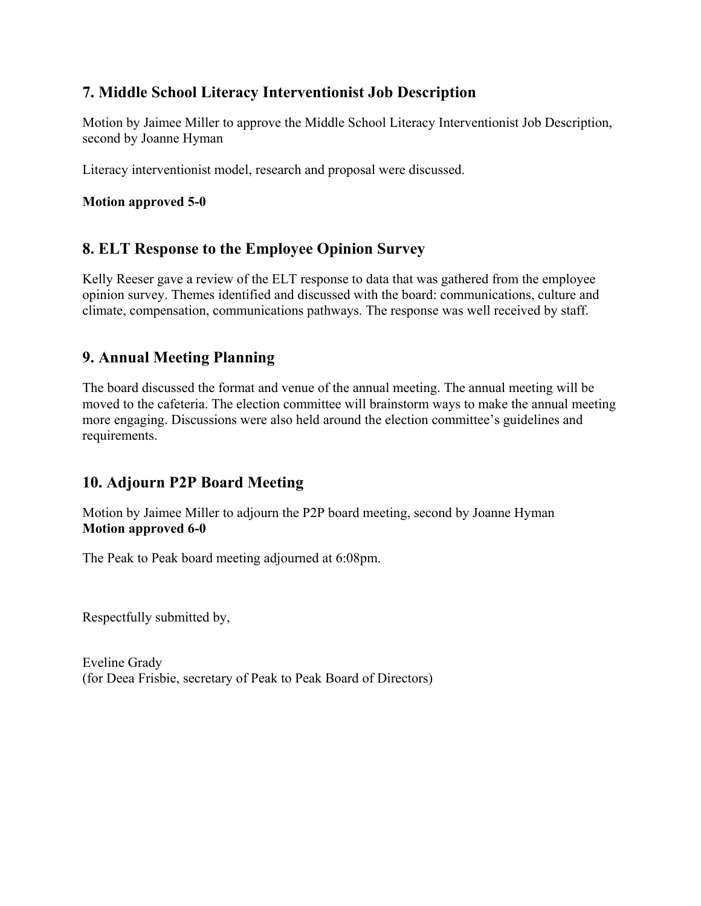## 7. Middle School Literacy Interventionist Job Description

Motion by Jaimee Miller to approve the Middle School Literacy Interventionist Job Description, second by Joanne Hyman

Literacy interventionist model, research and proposal were discussed.

**Motion approved 5-0**

## 8. ELT Response to the Employee Opinion Survey

Kelly Reeser gave a review of the ELT response to data that was gathered from the employee opinion survey. Themes identified and discussed with the board: communications, culture and climate, compensation, communications pathways. The response was well received by staff.

## 9. Annual Meeting Planning

The board discussed the format and venue of the annual meeting. The annual meeting will be moved to the cafeteria. The election committee will brainstorm ways to make the annual meeting more engaging. Discussions were also held around the election committee's guidelines and requirements.

## 10. Adjourn P2P Board Meeting

Motion by Jaimee Miller to adjourn the P2P board meeting, second by Joanne Hyman
**Motion approved 6-0**

The Peak to Peak board meeting adjourned at 6:08pm.

Respectfully submitted by,

Eveline Grady
(for Deea Frisbie, secretary of Peak to Peak Board of Directors)